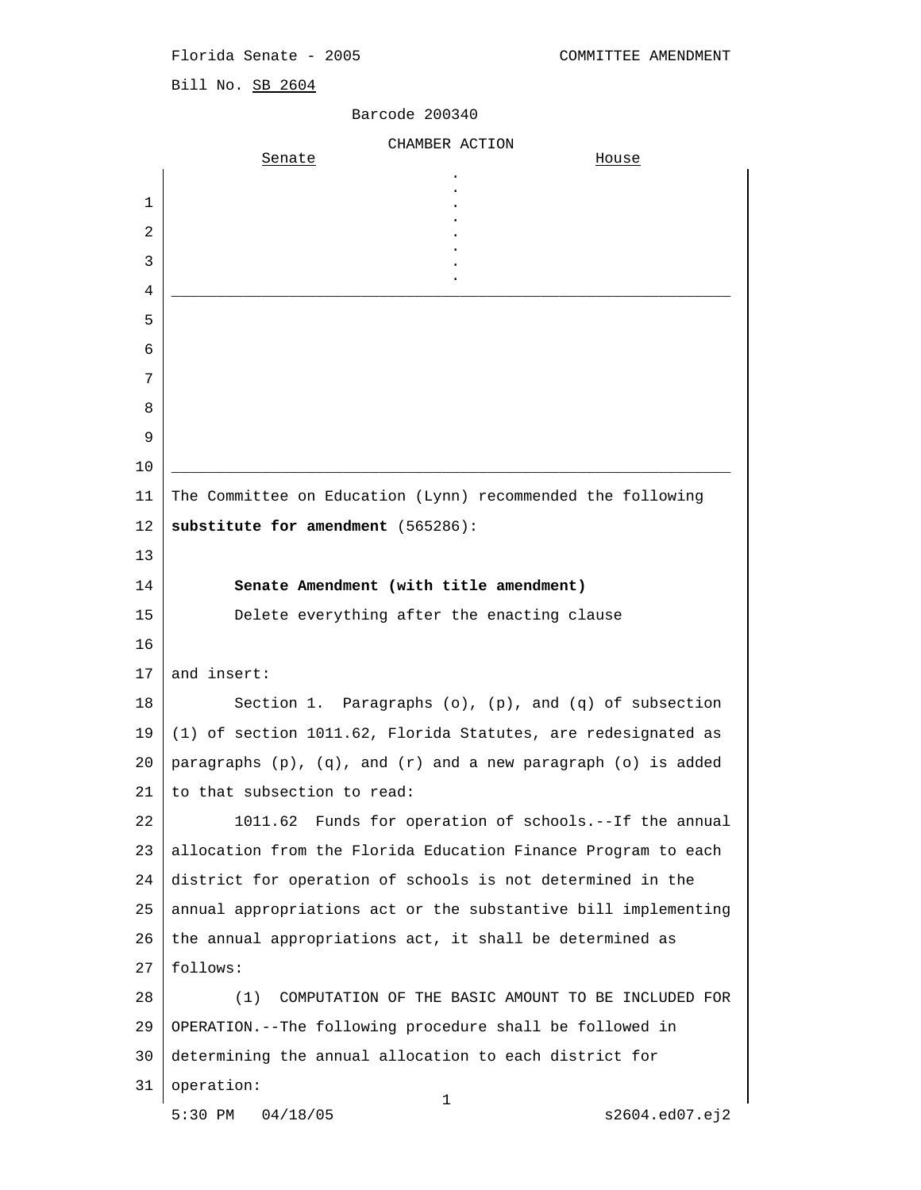Florida Senate - 2005 COMMITTEE AMENDMENT

Bill No. SB 2604

Barcode 200340

CHAMBER ACTION

| Senate | | House |
|---|---|---|
| | . | |

The Committee on Education (Lynn) recommended the following **substitute for amendment** (565286):

**Senate Amendment (with title amendment)**

Delete everything after the enacting clause

and insert:

Section 1. Paragraphs (o), (p), and (q) of subsection (1) of section 1011.62, Florida Statutes, are redesignated as paragraphs (p), (q), and (r) and a new paragraph (o) is added to that subsection to read:

1011.62 Funds for operation of schools.--If the annual allocation from the Florida Education Finance Program to each district for operation of schools is not determined in the annual appropriations act or the substantive bill implementing the annual appropriations act, it shall be determined as follows:

(1) COMPUTATION OF THE BASIC AMOUNT TO BE INCLUDED FOR OPERATION.--The following procedure shall be followed in determining the annual allocation to each district for operation:

5:30 PM 04/18/05 s2604.ed07.ej2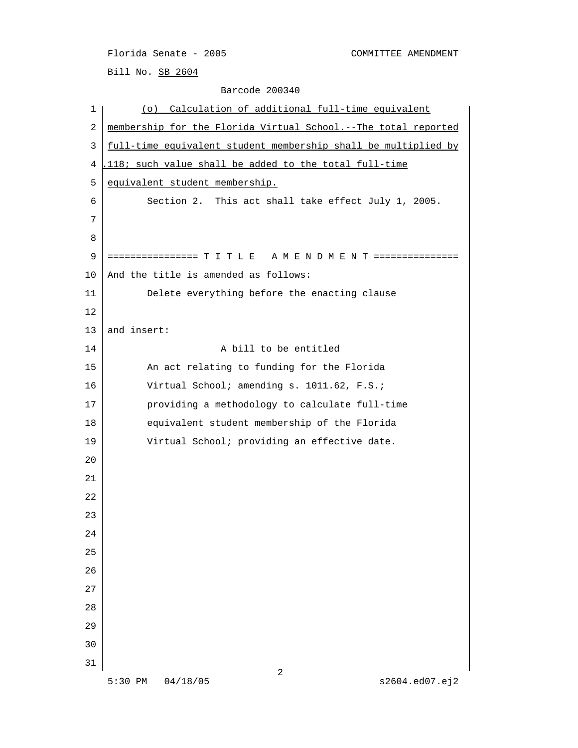(o) Calculation of additional full-time equivalent membership for the Florida Virtual School.--The total reported full-time equivalent student membership shall be multiplied by .118; such value shall be added to the total full-time equivalent student membership.

Section 2. This act shall take effect July 1, 2005.

================ T I T L E A M E N D M E N T ===============

And the title is amended as follows:

Delete everything before the enacting clause

and insert:

A bill to be entitled

An act relating to funding for the Florida Virtual School; amending s. 1011.62, F.S.; providing a methodology to calculate full-time equivalent student membership of the Florida Virtual School; providing an effective date.